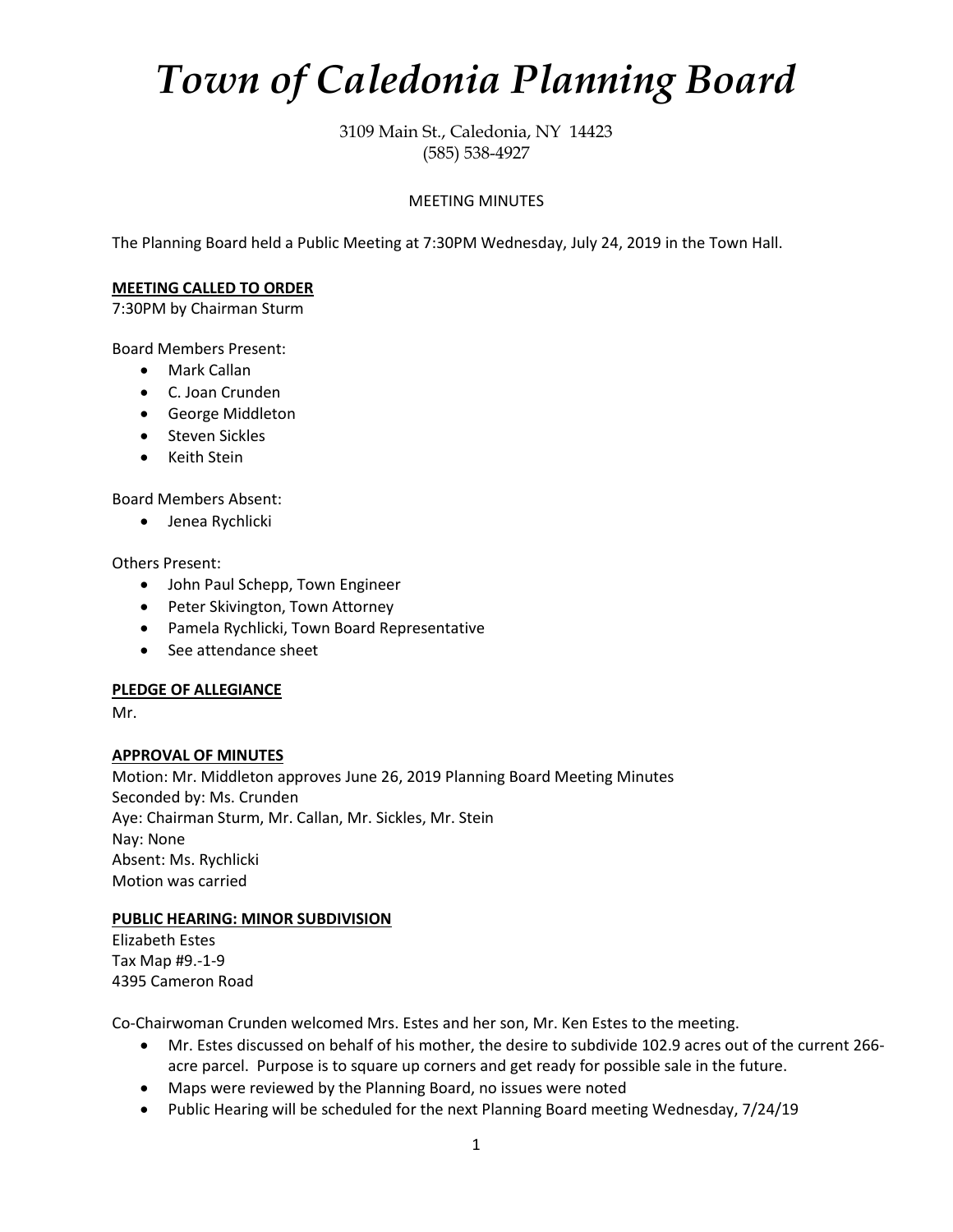# *Town of Caledonia Planning Board*

3109 Main St., Caledonia, NY 14423
(585) 538-4927

MEETING MINUTES

The Planning Board held a Public Meeting at 7:30PM Wednesday, July 24, 2019 in the Town Hall.

**MEETING CALLED TO ORDER**

7:30PM by Chairman Sturm

Board Members Present:

- Mark Callan
- C. Joan Crunden
- George Middleton
- Steven Sickles
- Keith Stein

Board Members Absent:

- Jenea Rychlicki

Others Present:

- John Paul Schepp, Town Engineer
- Peter Skivington, Town Attorney
- Pamela Rychlicki, Town Board Representative
- See attendance sheet

**PLEDGE OF ALLEGIANCE**

Mr.

**APPROVAL OF MINUTES**

Motion: Mr. Middleton approves June 26, 2019 Planning Board Meeting Minutes
Seconded by: Ms. Crunden
Aye: Chairman Sturm, Mr. Callan, Mr. Sickles, Mr. Stein
Nay: None
Absent: Ms. Rychlicki
Motion was carried

**PUBLIC HEARING: MINOR SUBDIVISION**

Elizabeth Estes
Tax Map #9.-1-9
4395 Cameron Road

Co-Chairwoman Crunden welcomed Mrs. Estes and her son, Mr. Ken Estes to the meeting.

- Mr. Estes discussed on behalf of his mother, the desire to subdivide 102.9 acres out of the current 266-acre parcel. Purpose is to square up corners and get ready for possible sale in the future.
- Maps were reviewed by the Planning Board, no issues were noted
- Public Hearing will be scheduled for the next Planning Board meeting Wednesday, 7/24/19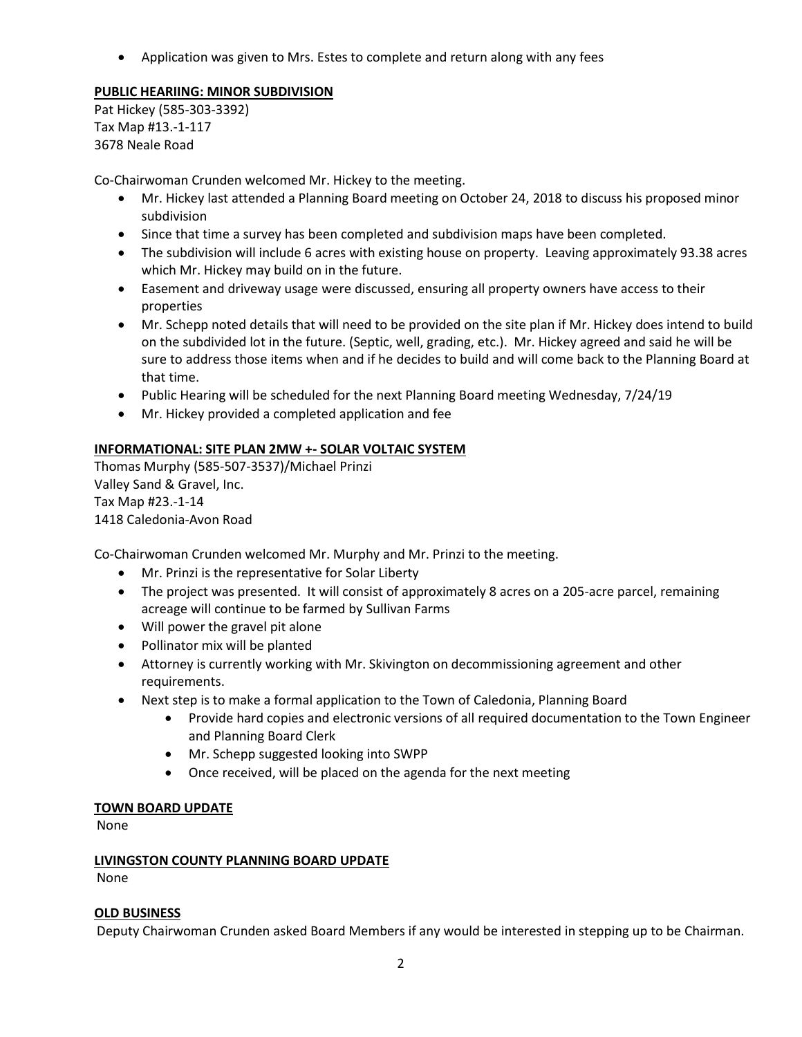- Application was given to Mrs. Estes to complete and return along with any fees

**PUBLIC HEARIING: MINOR SUBDIVISION**

Pat Hickey (585-303-3392)
Tax Map #13.-1-117
3678 Neale Road

Co-Chairwoman Crunden welcomed Mr. Hickey to the meeting.

- Mr. Hickey last attended a Planning Board meeting on October 24, 2018 to discuss his proposed minor subdivision
- Since that time a survey has been completed and subdivision maps have been completed.
- The subdivision will include 6 acres with existing house on property. Leaving approximately 93.38 acres which Mr. Hickey may build on in the future.
- Easement and driveway usage were discussed, ensuring all property owners have access to their properties
- Mr. Schepp noted details that will need to be provided on the site plan if Mr. Hickey does intend to build on the subdivided lot in the future. (Septic, well, grading, etc.). Mr. Hickey agreed and said he will be sure to address those items when and if he decides to build and will come back to the Planning Board at that time.
- Public Hearing will be scheduled for the next Planning Board meeting Wednesday, 7/24/19
- Mr. Hickey provided a completed application and fee

**INFORMATIONAL: SITE PLAN 2MW +- SOLAR VOLTAIC SYSTEM**

Thomas Murphy (585-507-3537)/Michael Prinzi
Valley Sand & Gravel, Inc.
Tax Map #23.-1-14
1418 Caledonia-Avon Road

Co-Chairwoman Crunden welcomed Mr. Murphy and Mr. Prinzi to the meeting.

- Mr. Prinzi is the representative for Solar Liberty
- The project was presented. It will consist of approximately 8 acres on a 205-acre parcel, remaining acreage will continue to be farmed by Sullivan Farms
- Will power the gravel pit alone
- Pollinator mix will be planted
- Attorney is currently working with Mr. Skivington on decommissioning agreement and other requirements.
- Next step is to make a formal application to the Town of Caledonia, Planning Board
  - Provide hard copies and electronic versions of all required documentation to the Town Engineer and Planning Board Clerk
  - Mr. Schepp suggested looking into SWPP
  - Once received, will be placed on the agenda for the next meeting

**TOWN BOARD UPDATE**

None

**LIVINGSTON COUNTY PLANNING BOARD UPDATE**

None

**OLD BUSINESS**

Deputy Chairwoman Crunden asked Board Members if any would be interested in stepping up to be Chairman.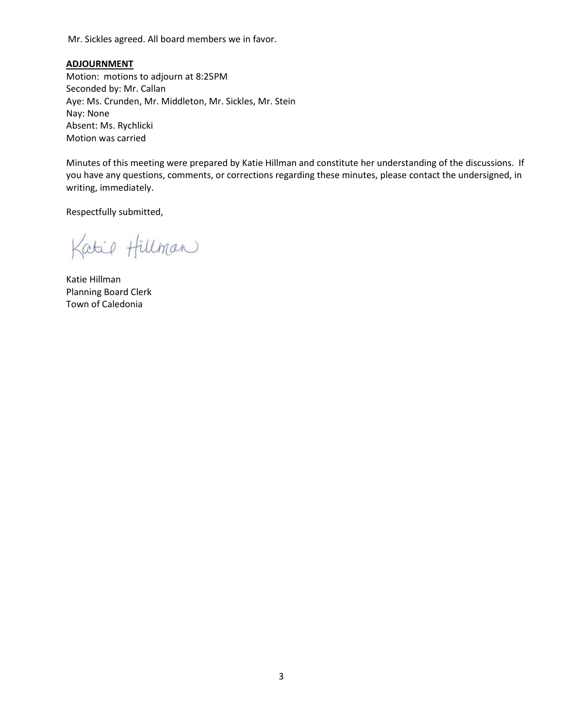Mr. Sickles agreed. All board members we in favor.

**ADJOURNMENT**

Motion: motions to adjourn at 8:25PM
Seconded by: Mr. Callan
Aye: Ms. Crunden, Mr. Middleton, Mr. Sickles, Mr. Stein
Nay: None
Absent: Ms. Rychlicki
Motion was carried

Minutes of this meeting were prepared by Katie Hillman and constitute her understanding of the discussions. If you have any questions, comments, or corrections regarding these minutes, please contact the undersigned, in writing, immediately.

Respectfully submitted,

Katie Hillman

Katie Hillman
Planning Board Clerk
Town of Caledonia